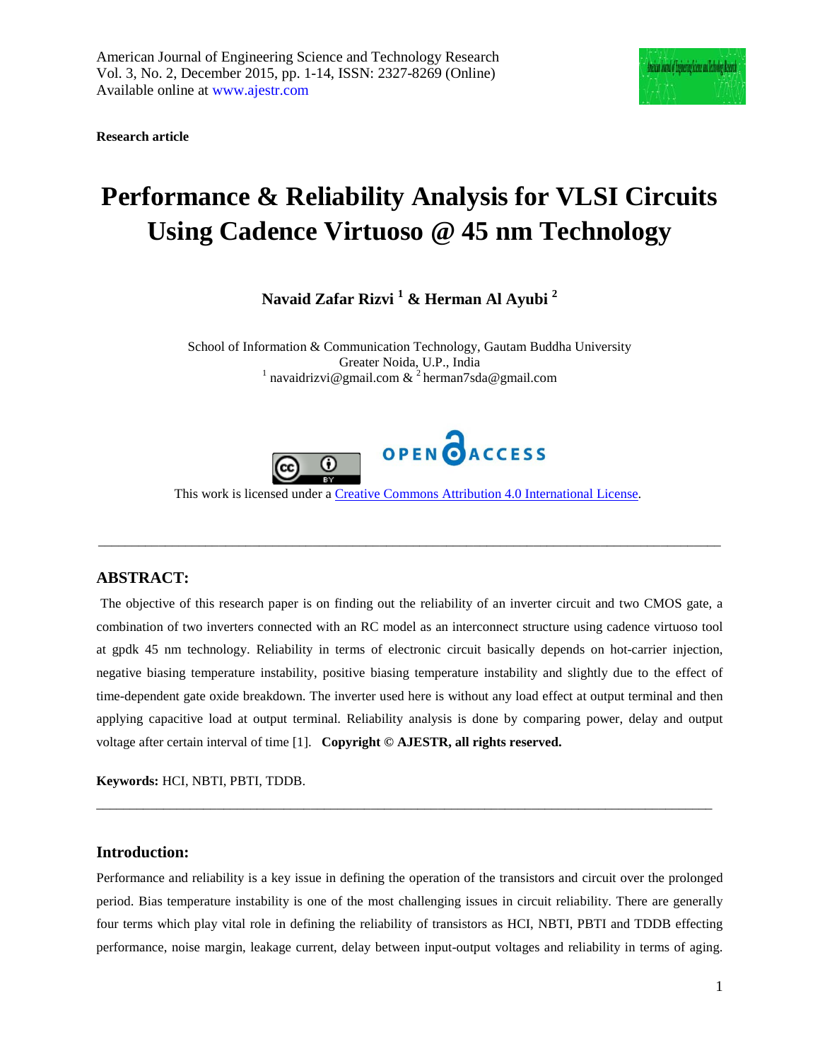American Journal of Engineering Science and Technology Research
Vol. 3, No. 2, December 2015, pp. 1-14, ISSN: 2327-8269 (Online)
Available online at www.ajestr.com

**Research article**

# Performance & Reliability Analysis for VLSI Circuits Using Cadence Virtuoso @ 45 nm Technology

**Navaid Zafar Rizvi [1] & Herman Al Ayubi [2]**

School of Information & Communication Technology, Gautam Buddha University
Greater Noida, U.P., India
[1] navaidrizvi@gmail.com & [2] herman7sda@gmail.com

OPEN ACCESS

This work is licensed under a Creative Commons Attribution 4.0 International License.

---

## ABSTRACT:

The objective of this research paper is on finding out the reliability of an inverter circuit and two CMOS gate, a combination of two inverters connected with an RC model as an interconnect structure using cadence virtuoso tool at gpdk 45 nm technology. Reliability in terms of electronic circuit basically depends on hot-carrier injection, negative biasing temperature instability, positive biasing temperature instability and slightly due to the effect of time-dependent gate oxide breakdown. The inverter used here is without any load effect at output terminal and then applying capacitive load at output terminal. Reliability analysis is done by comparing power, delay and output voltage after certain interval of time [1]. **Copyright © AJESTR, all rights reserved.**

**Keywords:** HCI, NBTI, PBTI, TDDB.

---

## Introduction:

Performance and reliability is a key issue in defining the operation of the transistors and circuit over the prolonged period. Bias temperature instability is one of the most challenging issues in circuit reliability. There are generally four terms which play vital role in defining the reliability of transistors as HCI, NBTI, PBTI and TDDB effecting performance, noise margin, leakage current, delay between input-output voltages and reliability in terms of aging.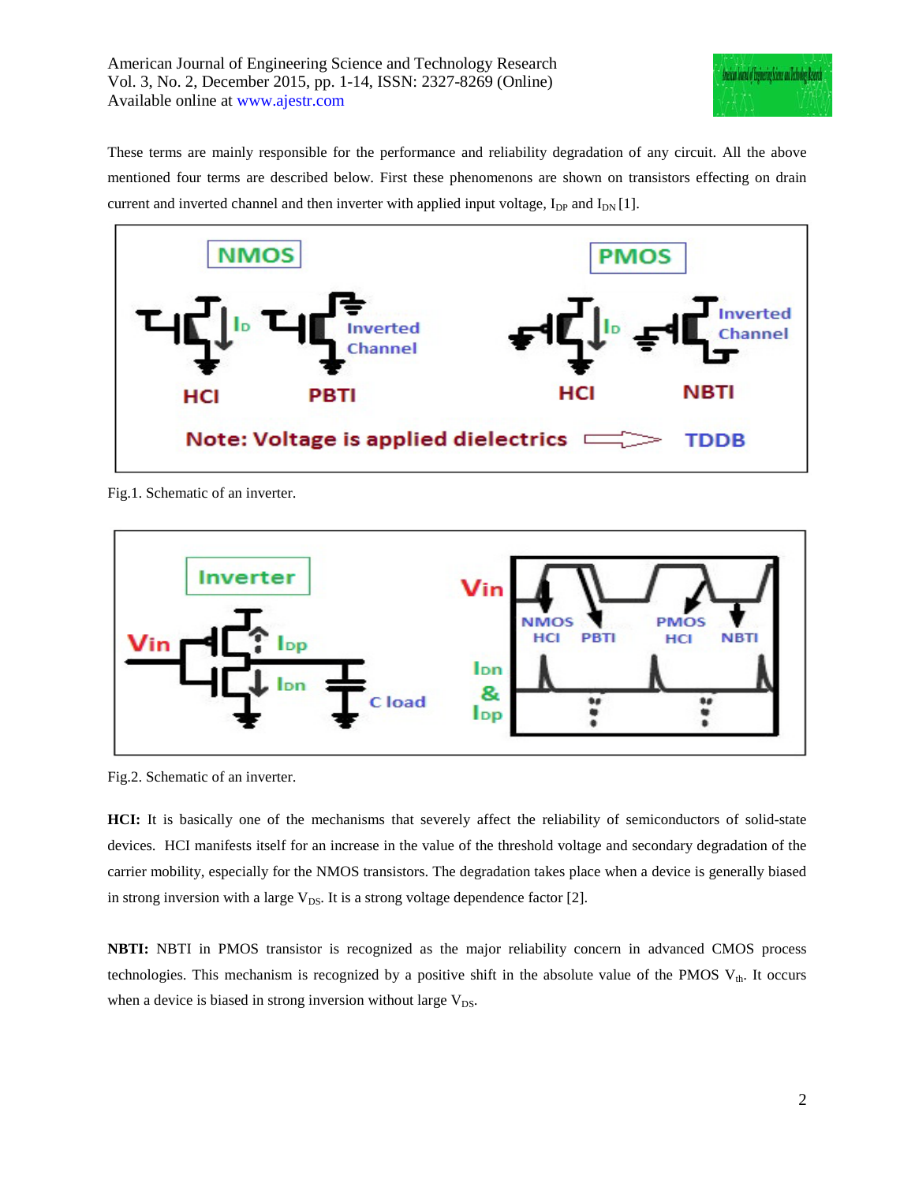These terms are mainly responsible for the performance and reliability degradation of any circuit. All the above mentioned four terms are described below. First these phenomenons are shown on transistors effecting on drain current and inverted channel and then inverter with applied input voltage, $I_{DP}$ and $I_{DN}$ [1].

Fig.1. Schematic of an inverter.

Fig.2. Schematic of an inverter.

**HCI:** It is basically one of the mechanisms that severely affect the reliability of semiconductors of solid-state devices. HCI manifests itself for an increase in the value of the threshold voltage and secondary degradation of the carrier mobility, especially for the NMOS transistors. The degradation takes place when a device is generally biased in strong inversion with a large $V_{DS}$. It is a strong voltage dependence factor [2].

**NBTI:** NBTI in PMOS transistor is recognized as the major reliability concern in advanced CMOS process technologies. This mechanism is recognized by a positive shift in the absolute value of the PMOS $V_{th}$. It occurs when a device is biased in strong inversion without large $V_{DS}$.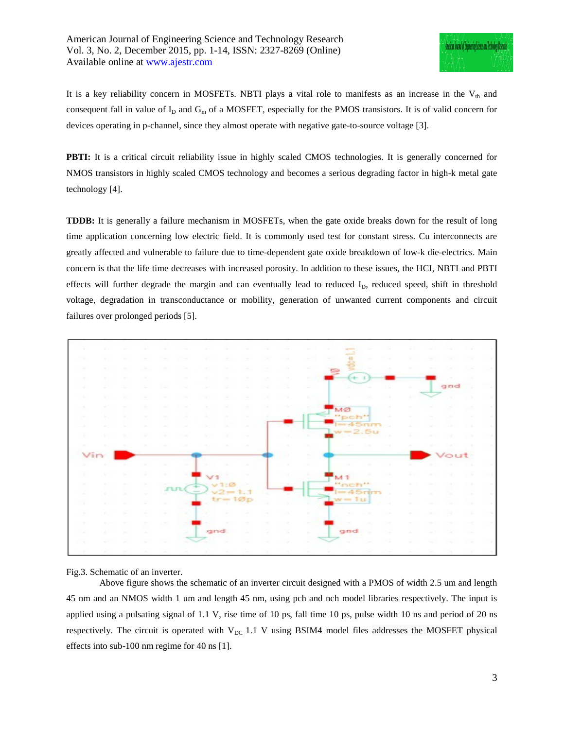It is a key reliability concern in MOSFETs. NBTI plays a vital role to manifests as an increase in the $V_{th}$ and consequent fall in value of $I_D$ and $G_m$ of a MOSFET, especially for the PMOS transistors. It is of valid concern for devices operating in p-channel, since they almost operate with negative gate-to-source voltage [3].

**PBTI:** It is a critical circuit reliability issue in highly scaled CMOS technologies. It is generally concerned for NMOS transistors in highly scaled CMOS technology and becomes a serious degrading factor in high-k metal gate technology [4].

**TDDB:** It is generally a failure mechanism in MOSFETs, when the gate oxide breaks down for the result of long time application concerning low electric field. It is commonly used test for constant stress. Cu interconnects are greatly affected and vulnerable to failure due to time-dependent gate oxide breakdown of low-k die-electrics. Main concern is that the life time decreases with increased porosity. In addition to these issues, the HCI, NBTI and PBTI effects will further degrade the margin and can eventually lead to reduced $I_D$, reduced speed, shift in threshold voltage, degradation in transconductance or mobility, generation of unwanted current components and circuit failures over prolonged periods [5].

Fig.3. Schematic of an inverter.

Above figure shows the schematic of an inverter circuit designed with a PMOS of width 2.5 um and length 45 nm and an NMOS width 1 um and length 45 nm, using pch and nch model libraries respectively. The input is applied using a pulsating signal of 1.1 V, rise time of 10 ps, fall time 10 ps, pulse width 10 ns and period of 20 ns respectively. The circuit is operated with $V_{DC}$ 1.1 V using BSIM4 model files addresses the MOSFET physical effects into sub-100 nm regime for 40 ns [1].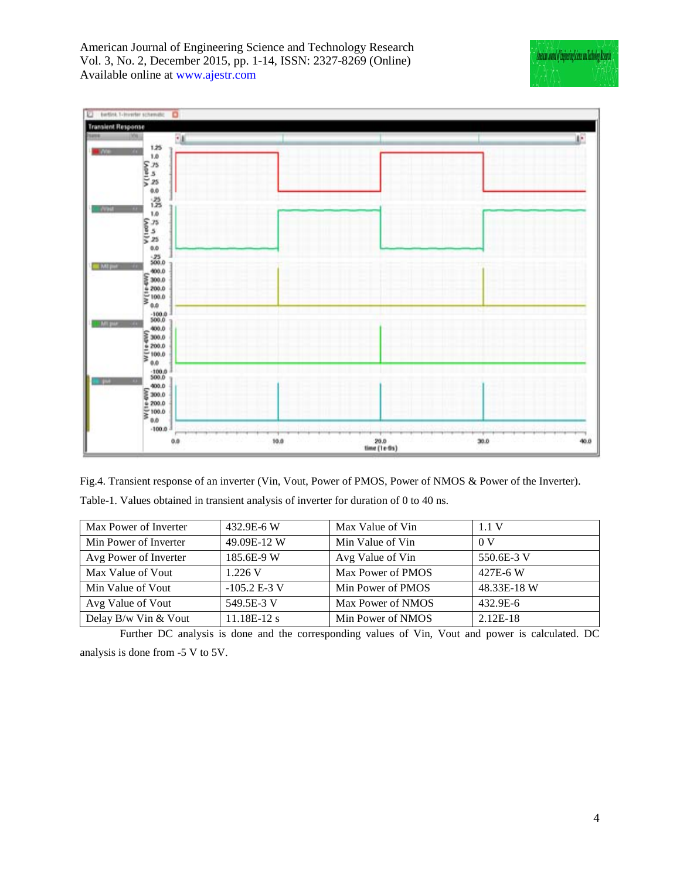Fig.4. Transient response of an inverter (Vin, Vout, Power of PMOS, Power of NMOS & Power of the Inverter).

Table-1. Values obtained in transient analysis of inverter for duration of 0 to 40 ns.

| Max Power of Inverter | 432.9E-6 W | Max Value of Vin | 1.1 V |
|---|---|---|---|
| Min Power of Inverter | 49.09E-12 W | Min Value of Vin | 0 V |
| Avg Power of Inverter | 185.6E-9 W | Avg Value of Vin | 550.6E-3 V |
| Max Value of Vout | 1.226 V | Max Power of PMOS | 427E-6 W |
| Min Value of Vout | -105.2 E-3 V | Min Power of PMOS | 48.33E-18 W |
| Avg Value of Vout | 549.5E-3 V | Max Power of NMOS | 432.9E-6 |
| Delay B/w Vin & Vout | 11.18E-12 s | Min Power of NMOS | 2.12E-18 |

Further DC analysis is done and the corresponding values of Vin, Vout and power is calculated. DC analysis is done from -5 V to 5V.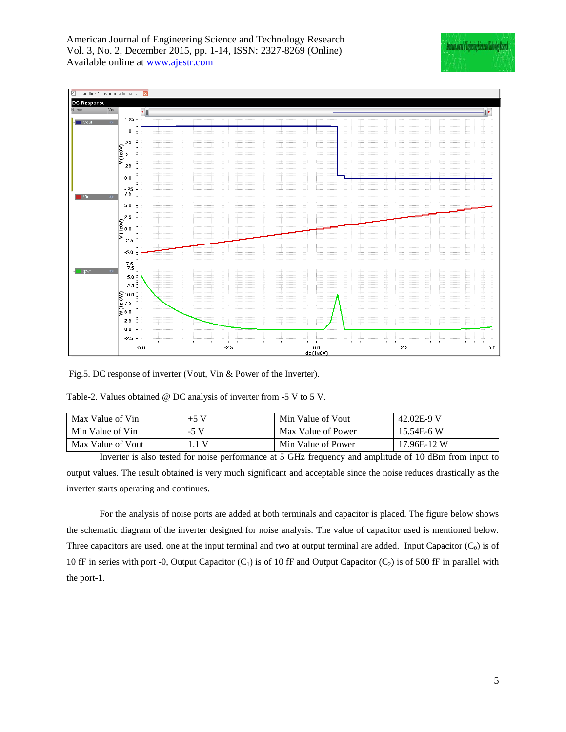Fig.5. DC response of inverter (Vout, Vin & Power of the Inverter).

Table-2. Values obtained @ DC analysis of inverter from -5 V to 5 V.

| Max Value of Vin | +5 V | Min Value of Vout | 42.02E-9 V |
|---|---|---|---|
| Min Value of Vin | -5 V | Max Value of Power | 15.54E-6 W |
| Max Value of Vout | 1.1 V | Min Value of Power | 17.96E-12 W |

Inverter is also tested for noise performance at 5 GHz frequency and amplitude of 10 dBm from input to output values. The result obtained is very much significant and acceptable since the noise reduces drastically as the inverter starts operating and continues.

For the analysis of noise ports are added at both terminals and capacitor is placed. The figure below shows the schematic diagram of the inverter designed for noise analysis. The value of capacitor used is mentioned below. Three capacitors are used, one at the input terminal and two at output terminal are added. Input Capacitor ($C_0$) is of 10 fF in series with port -0, Output Capacitor ($C_1$) is of 10 fF and Output Capacitor ($C_2$) is of 500 fF in parallel with the port-1.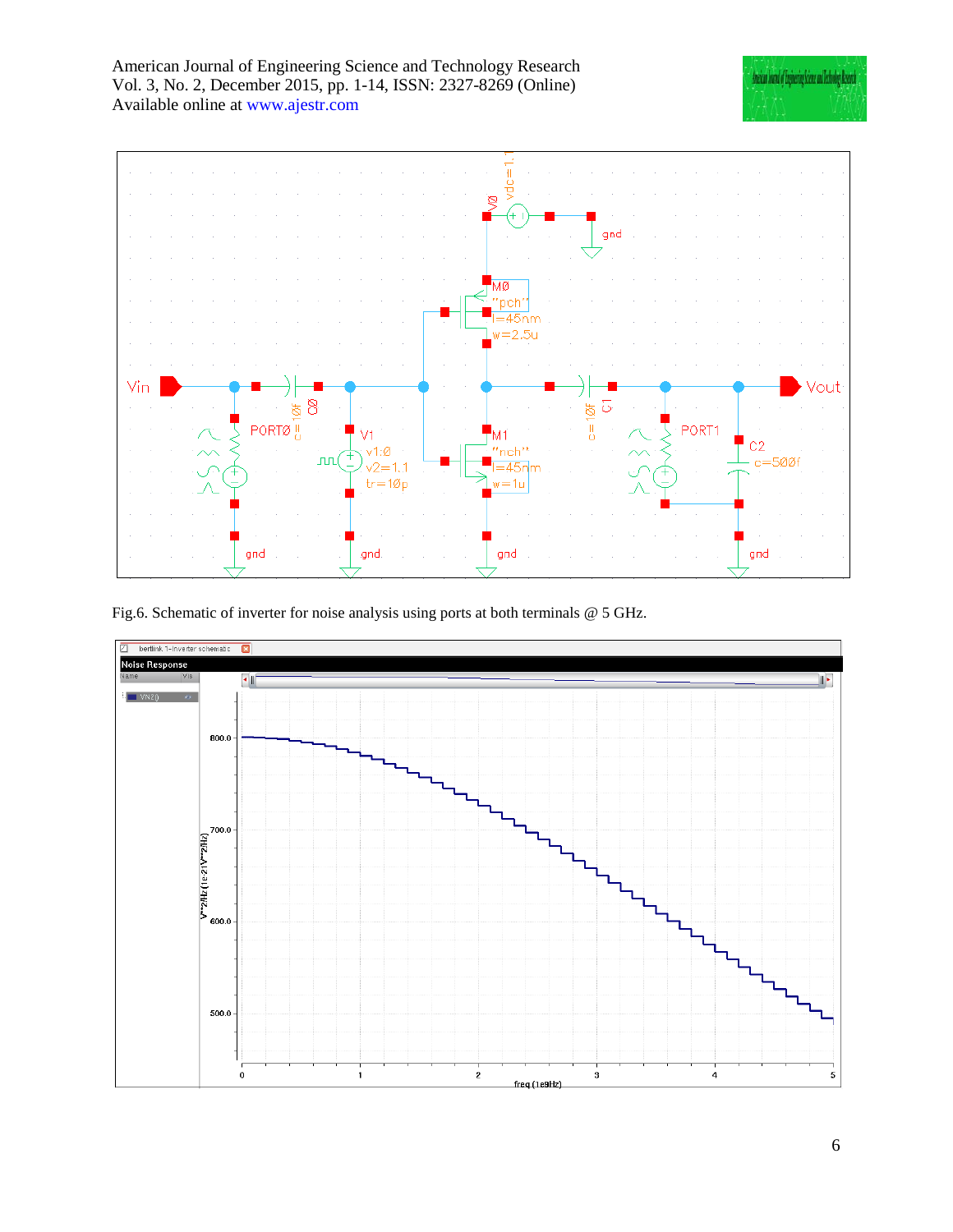Fig.6. Schematic of inverter for noise analysis using ports at both terminals @ 5 GHz.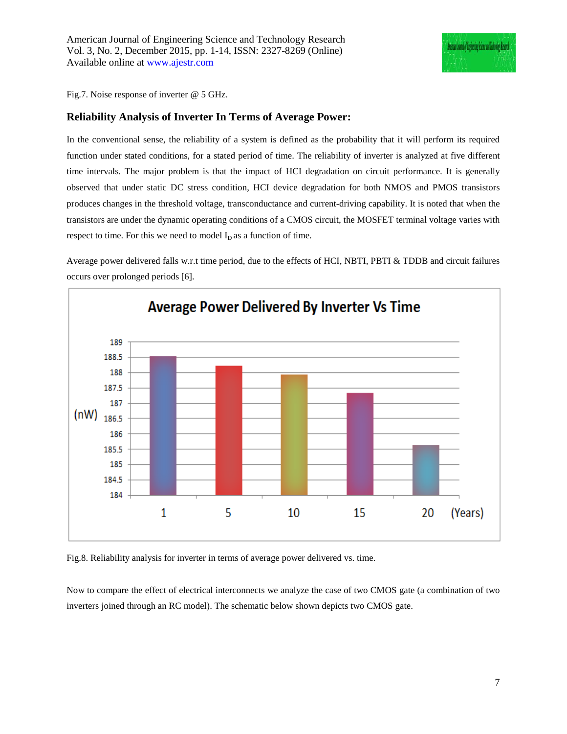Fig.7. Noise response of inverter @ 5 GHz.

## Reliability Analysis of Inverter In Terms of Average Power:

In the conventional sense, the reliability of a system is defined as the probability that it will perform its required function under stated conditions, for a stated period of time. The reliability of inverter is analyzed at five different time intervals. The major problem is that the impact of HCI degradation on circuit performance. It is generally observed that under static DC stress condition, HCI device degradation for both NMOS and PMOS transistors produces changes in the threshold voltage, transconductance and current-driving capability. It is noted that when the transistors are under the dynamic operating conditions of a CMOS circuit, the MOSFET terminal voltage varies with respect to time. For this we need to model $I_D$ as a function of time.

Average power delivered falls w.r.t time period, due to the effects of HCI, NBTI, PBTI & TDDB and circuit failures occurs over prolonged periods [6].

Fig.8. Reliability analysis for inverter in terms of average power delivered vs. time.

Now to compare the effect of electrical interconnects we analyze the case of two CMOS gate (a combination of two inverters joined through an RC model). The schematic below shown depicts two CMOS gate.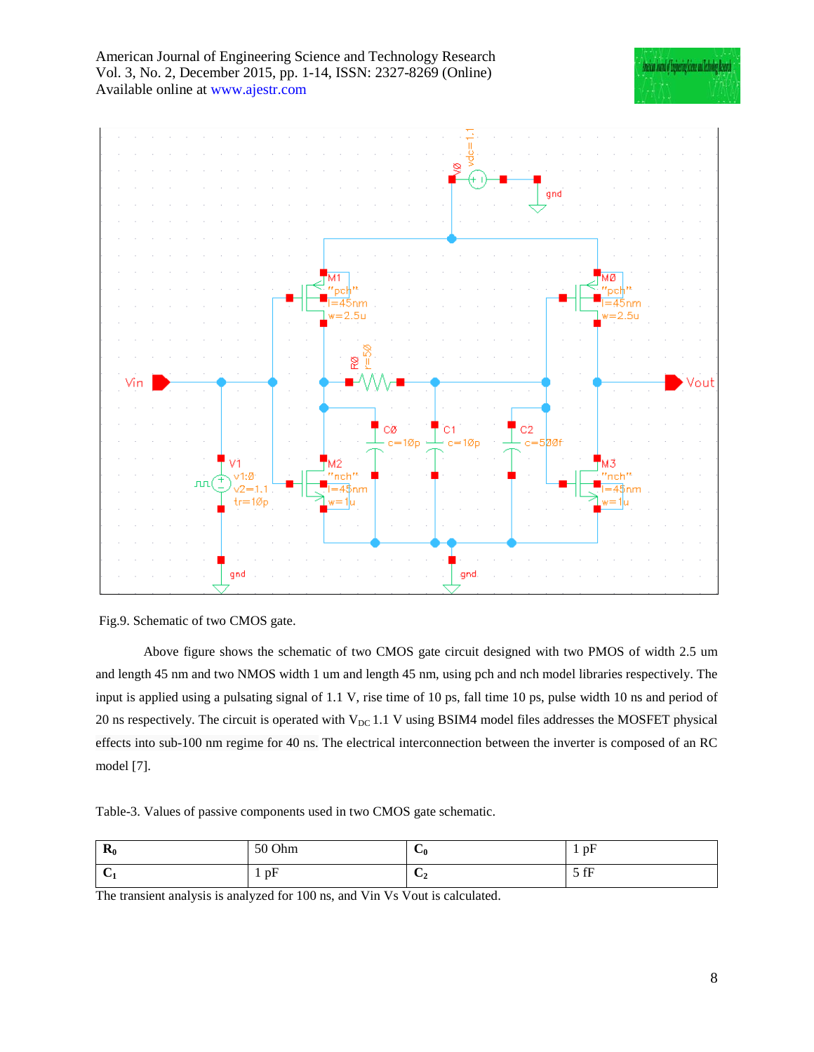Fig.9. Schematic of two CMOS gate.

Above figure shows the schematic of two CMOS gate circuit designed with two PMOS of width 2.5 um and length 45 nm and two NMOS width 1 um and length 45 nm, using pch and nch model libraries respectively. The input is applied using a pulsating signal of 1.1 V, rise time of 10 ps, fall time 10 ps, pulse width 10 ns and period of 20 ns respectively. The circuit is operated with $V_{DC}$ 1.1 V using BSIM4 model files addresses the MOSFET physical effects into sub-100 nm regime for 40 ns. The electrical interconnection between the inverter is composed of an RC model [7].

Table-3. Values of passive components used in two CMOS gate schematic.

| $R_0$ | 50 Ohm | $C_0$ | 1 pF |
|---|---|---|---|
| $C_1$ | 1 pF | $C_2$ | 5 fF |

The transient analysis is analyzed for 100 ns, and Vin Vs Vout is calculated.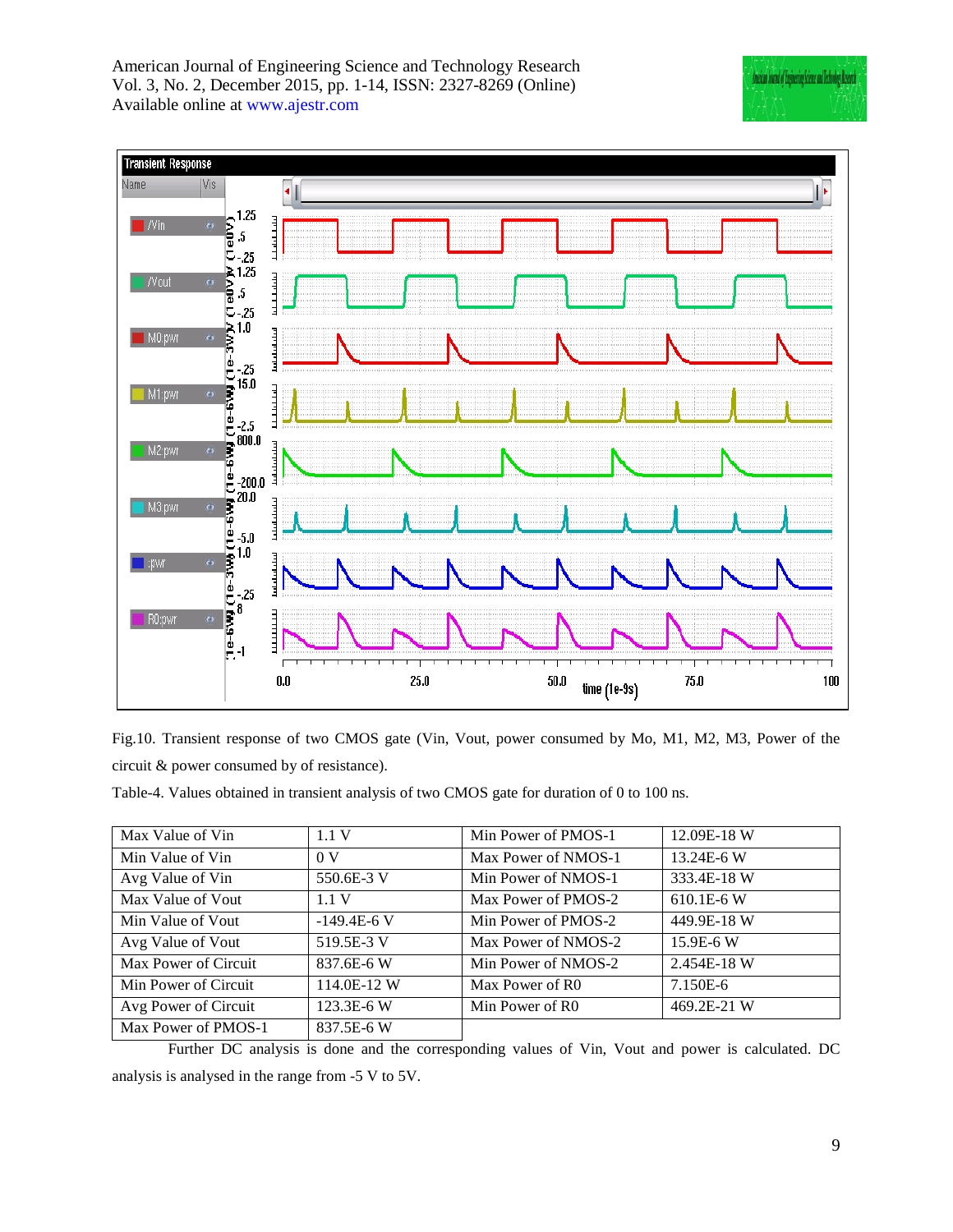Fig.10. Transient response of two CMOS gate (Vin, Vout, power consumed by Mo, M1, M2, M3, Power of the circuit & power consumed by of resistance).

Table-4. Values obtained in transient analysis of two CMOS gate for duration of 0 to 100 ns.

| Max Value of Vin | 1.1 V | Min Power of PMOS-1 | 12.09E-18 W |
|---|---|---|---|
| Min Value of Vin | 0 V | Max Power of NMOS-1 | 13.24E-6 W |
| Avg Value of Vin | 550.6E-3 V | Min Power of NMOS-1 | 333.4E-18 W |
| Max Value of Vout | 1.1 V | Max Power of PMOS-2 | 610.1E-6 W |
| Min Value of Vout | -149.4E-6 V | Min Power of PMOS-2 | 449.9E-18 W |
| Avg Value of Vout | 519.5E-3 V | Max Power of NMOS-2 | 15.9E-6 W |
| Max Power of Circuit | 837.6E-6 W | Min Power of NMOS-2 | 2.454E-18 W |
| Min Power of Circuit | 114.0E-12 W | Max Power of R0 | 7.150E-6 |
| Avg Power of Circuit | 123.3E-6 W | Min Power of R0 | 469.2E-21 W |
| Max Power of PMOS-1 | 837.5E-6 W | | |

Further DC analysis is done and the corresponding values of Vin, Vout and power is calculated. DC analysis is analysed in the range from -5 V to 5V.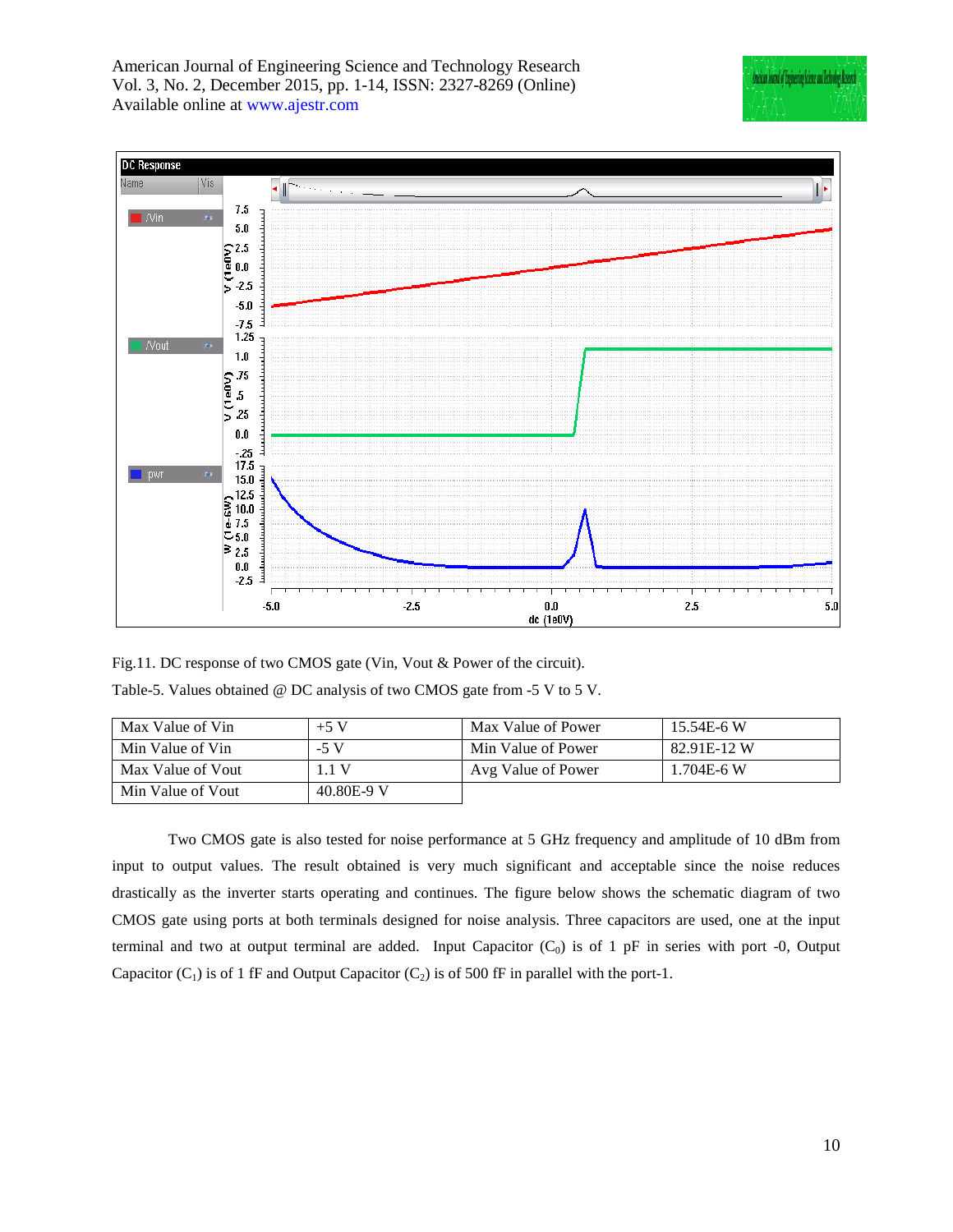Fig.11. DC response of two CMOS gate (Vin, Vout & Power of the circuit).

Table-5. Values obtained @ DC analysis of two CMOS gate from -5 V to 5 V.

| Max Value of Vin | +5 V | Max Value of Power | 15.54E-6 W |
|---|---|---|---|
| Min Value of Vin | -5 V | Min Value of Power | 82.91E-12 W |
| Max Value of Vout | 1.1 V | Avg Value of Power | 1.704E-6 W |
| Min Value of Vout | 40.80E-9 V | | |

Two CMOS gate is also tested for noise performance at 5 GHz frequency and amplitude of 10 dBm from input to output values. The result obtained is very much significant and acceptable since the noise reduces drastically as the inverter starts operating and continues. The figure below shows the schematic diagram of two CMOS gate using ports at both terminals designed for noise analysis. Three capacitors are used, one at the input terminal and two at output terminal are added. Input Capacitor ($C_0$) is of 1 pF in series with port -0, Output Capacitor ($C_1$) is of 1 fF and Output Capacitor ($C_2$) is of 500 fF in parallel with the port-1.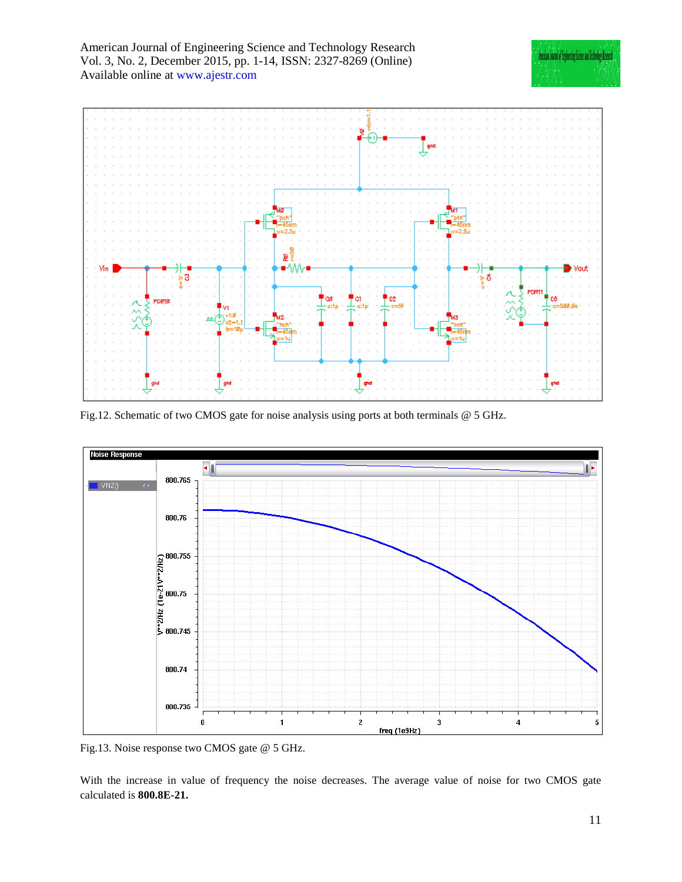Fig.12. Schematic of two CMOS gate for noise analysis using ports at both terminals @ 5 GHz.

Fig.13. Noise response two CMOS gate @ 5 GHz.

With the increase in value of frequency the noise decreases. The average value of noise for two CMOS gate calculated is **800.8E-21.**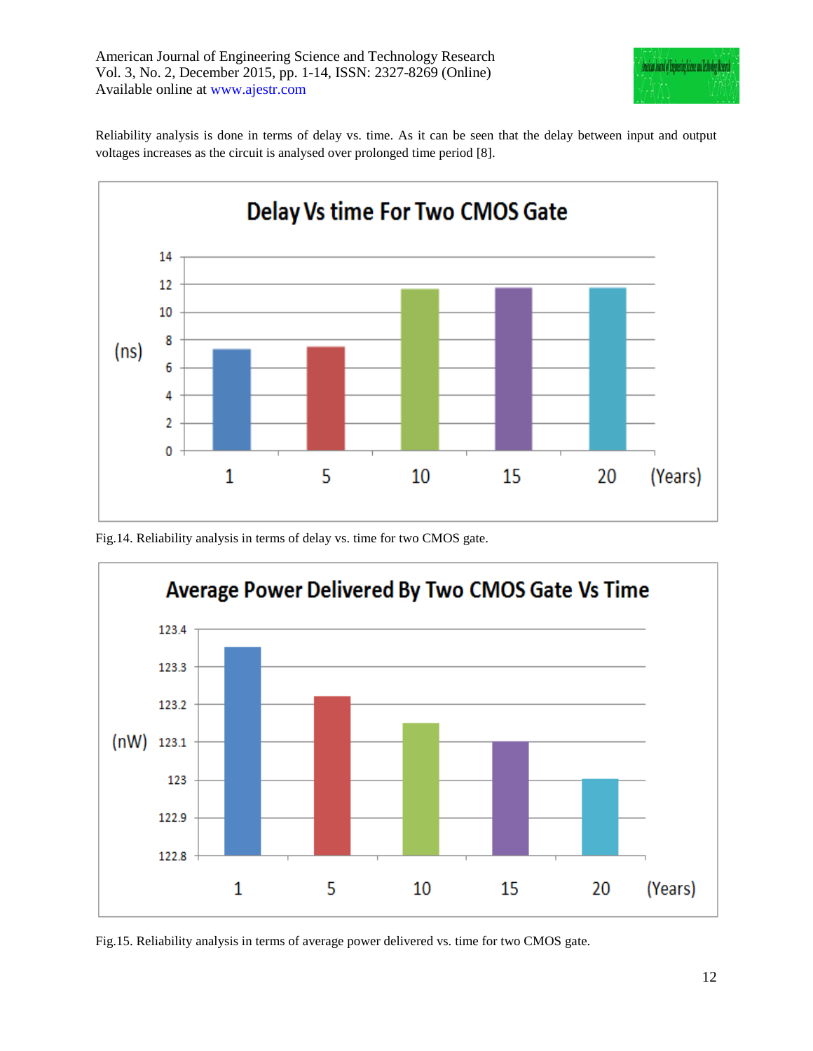Reliability analysis is done in terms of delay vs. time. As it can be seen that the delay between input and output voltages increases as the circuit is analysed over prolonged time period [8].

Fig.14. Reliability analysis in terms of delay vs. time for two CMOS gate.

Fig.15. Reliability analysis in terms of average power delivered vs. time for two CMOS gate.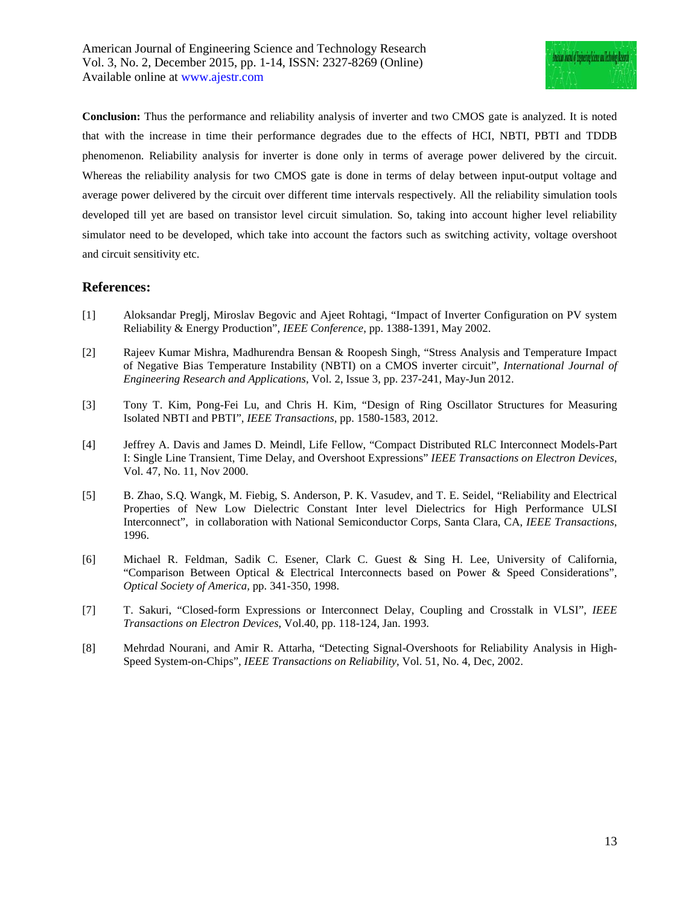**Conclusion:** Thus the performance and reliability analysis of inverter and two CMOS gate is analyzed. It is noted that with the increase in time their performance degrades due to the effects of HCI, NBTI, PBTI and TDDB phenomenon. Reliability analysis for inverter is done only in terms of average power delivered by the circuit. Whereas the reliability analysis for two CMOS gate is done in terms of delay between input-output voltage and average power delivered by the circuit over different time intervals respectively. All the reliability simulation tools developed till yet are based on transistor level circuit simulation. So, taking into account higher level reliability simulator need to be developed, which take into account the factors such as switching activity, voltage overshoot and circuit sensitivity etc.

## References:

[1] Aloksandar Preglj, Miroslav Begovic and Ajeet Rohtagi, "Impact of Inverter Configuration on PV system Reliability & Energy Production", *IEEE Conference*, pp. 1388-1391, May 2002.

[2] Rajeev Kumar Mishra, Madhurendra Bensan & Roopesh Singh, "Stress Analysis and Temperature Impact of Negative Bias Temperature Instability (NBTI) on a CMOS inverter circuit", *International Journal of Engineering Research and Applications*, Vol. 2, Issue 3, pp. 237-241, May-Jun 2012.

[3] Tony T. Kim, Pong-Fei Lu, and Chris H. Kim, "Design of Ring Oscillator Structures for Measuring Isolated NBTI and PBTI", *IEEE Transactions*, pp. 1580-1583, 2012.

[4] Jeffrey A. Davis and James D. Meindl, Life Fellow, "Compact Distributed RLC Interconnect Models-Part I: Single Line Transient, Time Delay, and Overshoot Expressions" *IEEE Transactions on Electron Devices*, Vol. 47, No. 11, Nov 2000.

[5] B. Zhao, S.Q. Wangk, M. Fiebig, S. Anderson, P. K. Vasudev, and T. E. Seidel, "Reliability and Electrical Properties of New Low Dielectric Constant Inter level Dielectrics for High Performance ULSI Interconnect", in collaboration with National Semiconductor Corps, Santa Clara, CA, *IEEE Transactions*, 1996.

[6] Michael R. Feldman, Sadik C. Esener, Clark C. Guest & Sing H. Lee, University of California, "Comparison Between Optical & Electrical Interconnects based on Power & Speed Considerations", *Optical Society of America*, pp. 341-350, 1998.

[7] T. Sakuri, "Closed-form Expressions or Interconnect Delay, Coupling and Crosstalk in VLSI", *IEEE Transactions on Electron Devices*, Vol.40, pp. 118-124, Jan. 1993.

[8] Mehrdad Nourani, and Amir R. Attarha, "Detecting Signal-Overshoots for Reliability Analysis in High-Speed System-on-Chips", *IEEE Transactions on Reliability*, Vol. 51, No. 4, Dec, 2002.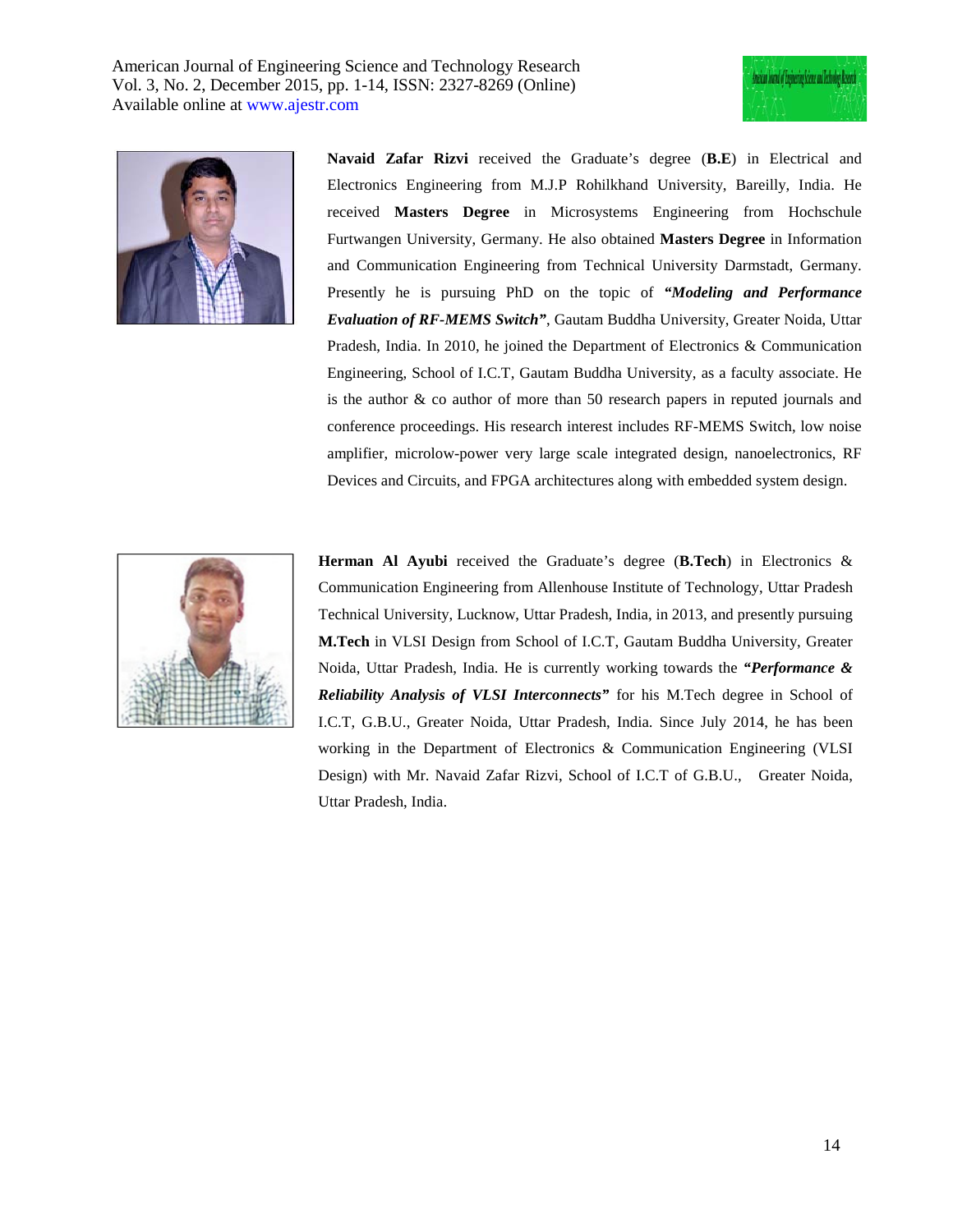**Navaid Zafar Rizvi** received the Graduate's degree (**B.E**) in Electrical and Electronics Engineering from M.J.P Rohilkhand University, Bareilly, India. He received **Masters Degree** in Microsystems Engineering from Hochschule Furtwangen University, Germany. He also obtained **Masters Degree** in Information and Communication Engineering from Technical University Darmstadt, Germany. Presently he is pursuing PhD on the topic of ***"Modeling and Performance Evaluation of RF-MEMS Switch"***, Gautam Buddha University, Greater Noida, Uttar Pradesh, India. In 2010, he joined the Department of Electronics & Communication Engineering, School of I.C.T, Gautam Buddha University, as a faculty associate. He is the author & co author of more than 50 research papers in reputed journals and conference proceedings. His research interest includes RF-MEMS Switch, low noise amplifier, microlow-power very large scale integrated design, nanoelectronics, RF Devices and Circuits, and FPGA architectures along with embedded system design.

**Herman Al Ayubi** received the Graduate's degree (**B.Tech**) in Electronics & Communication Engineering from Allenhouse Institute of Technology, Uttar Pradesh Technical University, Lucknow, Uttar Pradesh, India, in 2013, and presently pursuing **M.Tech** in VLSI Design from School of I.C.T, Gautam Buddha University, Greater Noida, Uttar Pradesh, India. He is currently working towards the ***"Performance & Reliability Analysis of VLSI Interconnects"*** for his M.Tech degree in School of I.C.T, G.B.U., Greater Noida, Uttar Pradesh, India. Since July 2014, he has been working in the Department of Electronics & Communication Engineering (VLSI Design) with Mr. Navaid Zafar Rizvi, School of I.C.T of G.B.U., Greater Noida, Uttar Pradesh, India.